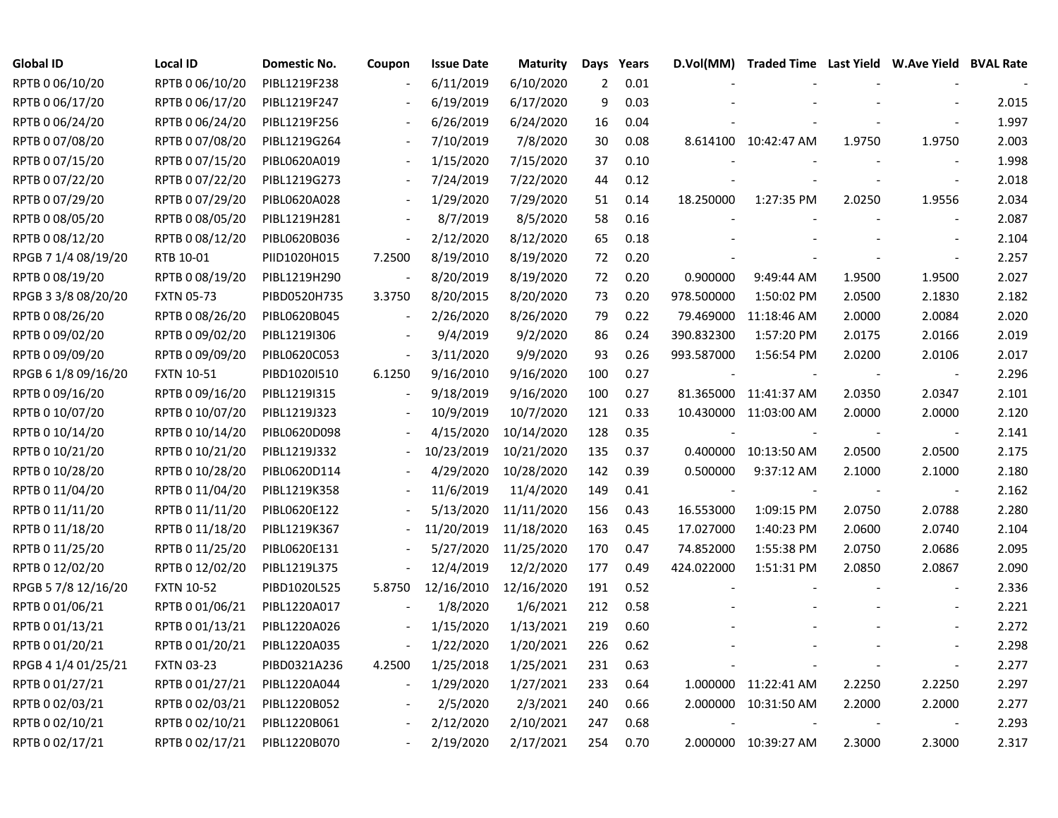| Global ID | Local ID | Domestic No. | Coupon | Issue Date | Maturity | Days | Years | D.Vol(MM) | Traded Time | Last Yield | W.Ave Yield | BVAL Rate |
|---|---|---|---|---|---|---|---|---|---|---|---|---|
| RPTB 0 06/10/20 | RPTB 0 06/10/20 | PIBL1219F238 | - | 6/11/2019 | 6/10/2020 | 2 | 0.01 | - | - | - | - | - |
| RPTB 0 06/17/20 | RPTB 0 06/17/20 | PIBL1219F247 | - | 6/19/2019 | 6/17/2020 | 9 | 0.03 | - | - | - | - | 2.015 |
| RPTB 0 06/24/20 | RPTB 0 06/24/20 | PIBL1219F256 | - | 6/26/2019 | 6/24/2020 | 16 | 0.04 | - | - | - | - | 1.997 |
| RPTB 0 07/08/20 | RPTB 0 07/08/20 | PIBL1219G264 | - | 7/10/2019 | 7/8/2020 | 30 | 0.08 | 8.614100 | 10:42:47 AM | 1.9750 | 1.9750 | 2.003 |
| RPTB 0 07/15/20 | RPTB 0 07/15/20 | PIBL0620A019 | - | 1/15/2020 | 7/15/2020 | 37 | 0.10 | - | - | - | - | 1.998 |
| RPTB 0 07/22/20 | RPTB 0 07/22/20 | PIBL1219G273 | - | 7/24/2019 | 7/22/2020 | 44 | 0.12 | - | - | - | - | 2.018 |
| RPTB 0 07/29/20 | RPTB 0 07/29/20 | PIBL0620A028 | - | 1/29/2020 | 7/29/2020 | 51 | 0.14 | 18.250000 | 1:27:35 PM | 2.0250 | 1.9556 | 2.034 |
| RPTB 0 08/05/20 | RPTB 0 08/05/20 | PIBL1219H281 | - | 8/7/2019 | 8/5/2020 | 58 | 0.16 | - | - | - | - | 2.087 |
| RPTB 0 08/12/20 | RPTB 0 08/12/20 | PIBL0620B036 | - | 2/12/2020 | 8/12/2020 | 65 | 0.18 | - | - | - | - | 2.104 |
| RPGB 7 1/4 08/19/20 | RTB 10-01 | PIID1020H015 | 7.2500 | 8/19/2010 | 8/19/2020 | 72 | 0.20 | - | - | - | - | 2.257 |
| RPTB 0 08/19/20 | RPTB 0 08/19/20 | PIBL1219H290 | - | 8/20/2019 | 8/19/2020 | 72 | 0.20 | 0.900000 | 9:49:44 AM | 1.9500 | 1.9500 | 2.027 |
| RPGB 3 3/8 08/20/20 | FXTN 05-73 | PIBD0520H735 | 3.3750 | 8/20/2015 | 8/20/2020 | 73 | 0.20 | 978.500000 | 1:50:02 PM | 2.0500 | 2.1830 | 2.182 |
| RPTB 0 08/26/20 | RPTB 0 08/26/20 | PIBL0620B045 | - | 2/26/2020 | 8/26/2020 | 79 | 0.22 | 79.469000 | 11:18:46 AM | 2.0000 | 2.0084 | 2.020 |
| RPTB 0 09/02/20 | RPTB 0 09/02/20 | PIBL1219I306 | - | 9/4/2019 | 9/2/2020 | 86 | 0.24 | 390.832300 | 1:57:20 PM | 2.0175 | 2.0166 | 2.019 |
| RPTB 0 09/09/20 | RPTB 0 09/09/20 | PIBL0620C053 | - | 3/11/2020 | 9/9/2020 | 93 | 0.26 | 993.587000 | 1:56:54 PM | 2.0200 | 2.0106 | 2.017 |
| RPGB 6 1/8 09/16/20 | FXTN 10-51 | PIBD1020I510 | 6.1250 | 9/16/2010 | 9/16/2020 | 100 | 0.27 | - | - | - | - | 2.296 |
| RPTB 0 09/16/20 | RPTB 0 09/16/20 | PIBL1219I315 | - | 9/18/2019 | 9/16/2020 | 100 | 0.27 | 81.365000 | 11:41:37 AM | 2.0350 | 2.0347 | 2.101 |
| RPTB 0 10/07/20 | RPTB 0 10/07/20 | PIBL1219J323 | - | 10/9/2019 | 10/7/2020 | 121 | 0.33 | 10.430000 | 11:03:00 AM | 2.0000 | 2.0000 | 2.120 |
| RPTB 0 10/14/20 | RPTB 0 10/14/20 | PIBL0620D098 | - | 4/15/2020 | 10/14/2020 | 128 | 0.35 | - | - | - | - | 2.141 |
| RPTB 0 10/21/20 | RPTB 0 10/21/20 | PIBL1219J332 | - | 10/23/2019 | 10/21/2020 | 135 | 0.37 | 0.400000 | 10:13:50 AM | 2.0500 | 2.0500 | 2.175 |
| RPTB 0 10/28/20 | RPTB 0 10/28/20 | PIBL0620D114 | - | 4/29/2020 | 10/28/2020 | 142 | 0.39 | 0.500000 | 9:37:12 AM | 2.1000 | 2.1000 | 2.180 |
| RPTB 0 11/04/20 | RPTB 0 11/04/20 | PIBL1219K358 | - | 11/6/2019 | 11/4/2020 | 149 | 0.41 | - | - | - | - | 2.162 |
| RPTB 0 11/11/20 | RPTB 0 11/11/20 | PIBL0620E122 | - | 5/13/2020 | 11/11/2020 | 156 | 0.43 | 16.553000 | 1:09:15 PM | 2.0750 | 2.0788 | 2.280 |
| RPTB 0 11/18/20 | RPTB 0 11/18/20 | PIBL1219K367 | - | 11/20/2019 | 11/18/2020 | 163 | 0.45 | 17.027000 | 1:40:23 PM | 2.0600 | 2.0740 | 2.104 |
| RPTB 0 11/25/20 | RPTB 0 11/25/20 | PIBL0620E131 | - | 5/27/2020 | 11/25/2020 | 170 | 0.47 | 74.852000 | 1:55:38 PM | 2.0750 | 2.0686 | 2.095 |
| RPTB 0 12/02/20 | RPTB 0 12/02/20 | PIBL1219L375 | - | 12/4/2019 | 12/2/2020 | 177 | 0.49 | 424.022000 | 1:51:31 PM | 2.0850 | 2.0867 | 2.090 |
| RPGB 5 7/8 12/16/20 | FXTN 10-52 | PIBD1020L525 | 5.8750 | 12/16/2010 | 12/16/2020 | 191 | 0.52 | - | - | - | - | 2.336 |
| RPTB 0 01/06/21 | RPTB 0 01/06/21 | PIBL1220A017 | - | 1/8/2020 | 1/6/2021 | 212 | 0.58 | - | - | - | - | 2.221 |
| RPTB 0 01/13/21 | RPTB 0 01/13/21 | PIBL1220A026 | - | 1/15/2020 | 1/13/2021 | 219 | 0.60 | - | - | - | - | 2.272 |
| RPTB 0 01/20/21 | RPTB 0 01/20/21 | PIBL1220A035 | - | 1/22/2020 | 1/20/2021 | 226 | 0.62 | - | - | - | - | 2.298 |
| RPGB 4 1/4 01/25/21 | FXTN 03-23 | PIBD0321A236 | 4.2500 | 1/25/2018 | 1/25/2021 | 231 | 0.63 | - | - | - | - | 2.277 |
| RPTB 0 01/27/21 | RPTB 0 01/27/21 | PIBL1220A044 | - | 1/29/2020 | 1/27/2021 | 233 | 0.64 | 1.000000 | 11:22:41 AM | 2.2250 | 2.2250 | 2.297 |
| RPTB 0 02/03/21 | RPTB 0 02/03/21 | PIBL1220B052 | - | 2/5/2020 | 2/3/2021 | 240 | 0.66 | 2.000000 | 10:31:50 AM | 2.2000 | 2.2000 | 2.277 |
| RPTB 0 02/10/21 | RPTB 0 02/10/21 | PIBL1220B061 | - | 2/12/2020 | 2/10/2021 | 247 | 0.68 | - | - | - | - | 2.293 |
| RPTB 0 02/17/21 | RPTB 0 02/17/21 | PIBL1220B070 | - | 2/19/2020 | 2/17/2021 | 254 | 0.70 | 2.000000 | 10:39:27 AM | 2.3000 | 2.3000 | 2.317 |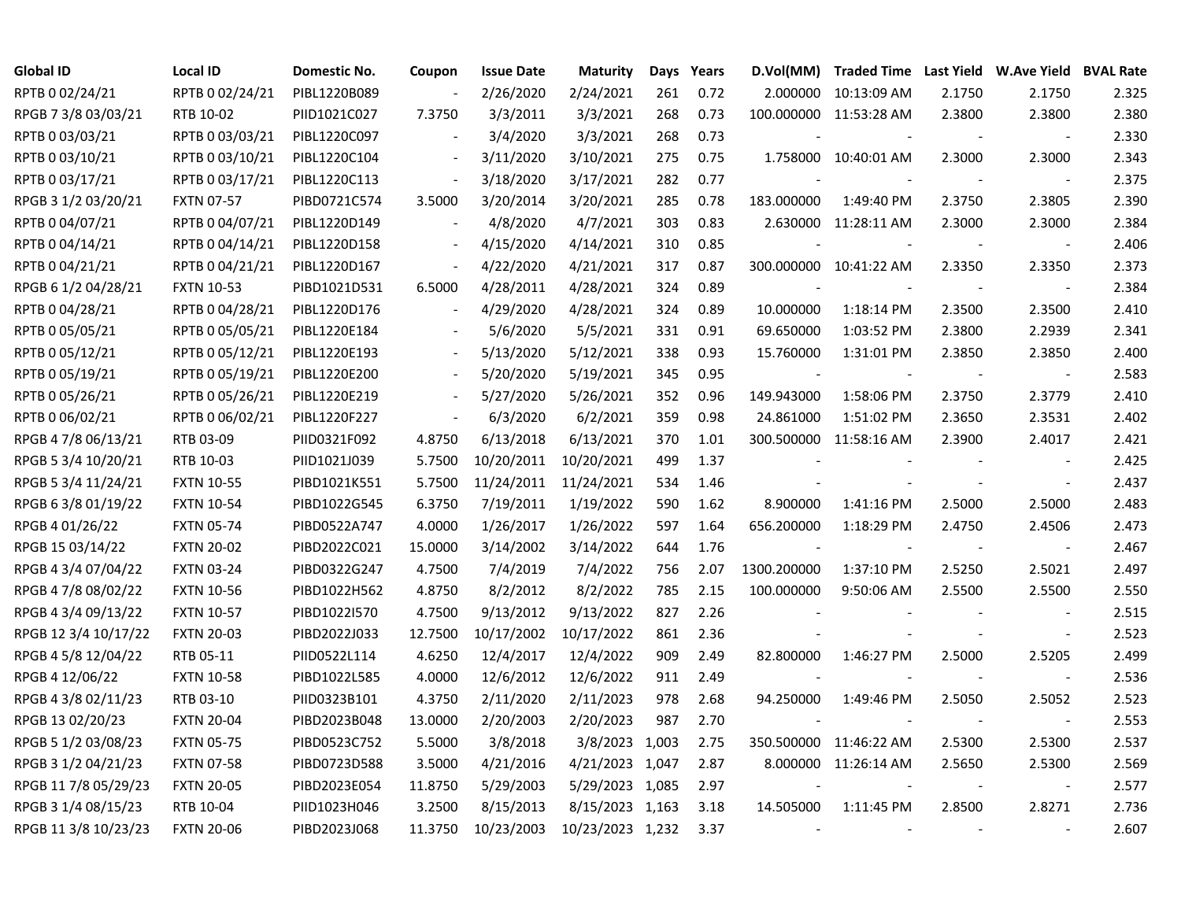| Global ID | Local ID | Domestic No. | Coupon | Issue Date | Maturity | Days | Years | D.Vol(MM) | Traded Time | Last Yield | W.Ave Yield | BVAL Rate |
|---|---|---|---|---|---|---|---|---|---|---|---|---|
| RPTB 0 02/24/21 | RPTB 0 02/24/21 | PIBL1220B089 | - | 2/26/2020 | 2/24/2021 | 261 | 0.72 | 2.000000 | 10:13:09 AM | 2.1750 | 2.1750 | 2.325 |
| RPGB 7 3/8 03/03/21 | RTB 10-02 | PIID1021C027 | 7.3750 | 3/3/2011 | 3/3/2021 | 268 | 0.73 | 100.000000 | 11:53:28 AM | 2.3800 | 2.3800 | 2.380 |
| RPTB 0 03/03/21 | RPTB 0 03/03/21 | PIBL1220C097 | - | 3/4/2020 | 3/3/2021 | 268 | 0.73 | - | - | - | - | 2.330 |
| RPTB 0 03/10/21 | RPTB 0 03/10/21 | PIBL1220C104 | - | 3/11/2020 | 3/10/2021 | 275 | 0.75 | 1.758000 | 10:40:01 AM | 2.3000 | 2.3000 | 2.343 |
| RPTB 0 03/17/21 | RPTB 0 03/17/21 | PIBL1220C113 | - | 3/18/2020 | 3/17/2021 | 282 | 0.77 | - | - | - | - | 2.375 |
| RPGB 3 1/2 03/20/21 | FXTN 07-57 | PIBD0721C574 | 3.5000 | 3/20/2014 | 3/20/2021 | 285 | 0.78 | 183.000000 | 1:49:40 PM | 2.3750 | 2.3805 | 2.390 |
| RPTB 0 04/07/21 | RPTB 0 04/07/21 | PIBL1220D149 | - | 4/8/2020 | 4/7/2021 | 303 | 0.83 | 2.630000 | 11:28:11 AM | 2.3000 | 2.3000 | 2.384 |
| RPTB 0 04/14/21 | RPTB 0 04/14/21 | PIBL1220D158 | - | 4/15/2020 | 4/14/2021 | 310 | 0.85 | - | - | - | - | 2.406 |
| RPTB 0 04/21/21 | RPTB 0 04/21/21 | PIBL1220D167 | - | 4/22/2020 | 4/21/2021 | 317 | 0.87 | 300.000000 | 10:41:22 AM | 2.3350 | 2.3350 | 2.373 |
| RPGB 6 1/2 04/28/21 | FXTN 10-53 | PIBD1021D531 | 6.5000 | 4/28/2011 | 4/28/2021 | 324 | 0.89 | - | - | - | - | 2.384 |
| RPTB 0 04/28/21 | RPTB 0 04/28/21 | PIBL1220D176 | - | 4/29/2020 | 4/28/2021 | 324 | 0.89 | 10.000000 | 1:18:14 PM | 2.3500 | 2.3500 | 2.410 |
| RPTB 0 05/05/21 | RPTB 0 05/05/21 | PIBL1220E184 | - | 5/6/2020 | 5/5/2021 | 331 | 0.91 | 69.650000 | 1:03:52 PM | 2.3800 | 2.2939 | 2.341 |
| RPTB 0 05/12/21 | RPTB 0 05/12/21 | PIBL1220E193 | - | 5/13/2020 | 5/12/2021 | 338 | 0.93 | 15.760000 | 1:31:01 PM | 2.3850 | 2.3850 | 2.400 |
| RPTB 0 05/19/21 | RPTB 0 05/19/21 | PIBL1220E200 | - | 5/20/2020 | 5/19/2021 | 345 | 0.95 | - | - | - | - | 2.583 |
| RPTB 0 05/26/21 | RPTB 0 05/26/21 | PIBL1220E219 | - | 5/27/2020 | 5/26/2021 | 352 | 0.96 | 149.943000 | 1:58:06 PM | 2.3750 | 2.3779 | 2.410 |
| RPTB 0 06/02/21 | RPTB 0 06/02/21 | PIBL1220F227 | - | 6/3/2020 | 6/2/2021 | 359 | 0.98 | 24.861000 | 1:51:02 PM | 2.3650 | 2.3531 | 2.402 |
| RPGB 4 7/8 06/13/21 | RTB 03-09 | PIID0321F092 | 4.8750 | 6/13/2018 | 6/13/2021 | 370 | 1.01 | 300.500000 | 11:58:16 AM | 2.3900 | 2.4017 | 2.421 |
| RPGB 5 3/4 10/20/21 | RTB 10-03 | PIID1021J039 | 5.7500 | 10/20/2011 | 10/20/2021 | 499 | 1.37 | - | - | - | - | 2.425 |
| RPGB 5 3/4 11/24/21 | FXTN 10-55 | PIBD1021K551 | 5.7500 | 11/24/2011 | 11/24/2021 | 534 | 1.46 | - | - | - | - | 2.437 |
| RPGB 6 3/8 01/19/22 | FXTN 10-54 | PIBD1022G545 | 6.3750 | 7/19/2011 | 1/19/2022 | 590 | 1.62 | 8.900000 | 1:41:16 PM | 2.5000 | 2.5000 | 2.483 |
| RPGB 4 01/26/22 | FXTN 05-74 | PIBD0522A747 | 4.0000 | 1/26/2017 | 1/26/2022 | 597 | 1.64 | 656.200000 | 1:18:29 PM | 2.4750 | 2.4506 | 2.473 |
| RPGB 15 03/14/22 | FXTN 20-02 | PIBD2022C021 | 15.0000 | 3/14/2002 | 3/14/2022 | 644 | 1.76 | - | - | - | - | 2.467 |
| RPGB 4 3/4 07/04/22 | FXTN 03-24 | PIBD0322G247 | 4.7500 | 7/4/2019 | 7/4/2022 | 756 | 2.07 | 1300.200000 | 1:37:10 PM | 2.5250 | 2.5021 | 2.497 |
| RPGB 4 7/8 08/02/22 | FXTN 10-56 | PIBD1022H562 | 4.8750 | 8/2/2012 | 8/2/2022 | 785 | 2.15 | 100.000000 | 9:50:06 AM | 2.5500 | 2.5500 | 2.550 |
| RPGB 4 3/4 09/13/22 | FXTN 10-57 | PIBD1022I570 | 4.7500 | 9/13/2012 | 9/13/2022 | 827 | 2.26 | - | - | - | - | 2.515 |
| RPGB 12 3/4 10/17/22 | FXTN 20-03 | PIBD2022J033 | 12.7500 | 10/17/2002 | 10/17/2022 | 861 | 2.36 | - | - | - | - | 2.523 |
| RPGB 4 5/8 12/04/22 | RTB 05-11 | PIID0522L114 | 4.6250 | 12/4/2017 | 12/4/2022 | 909 | 2.49 | 82.800000 | 1:46:27 PM | 2.5000 | 2.5205 | 2.499 |
| RPGB 4 12/06/22 | FXTN 10-58 | PIBD1022L585 | 4.0000 | 12/6/2012 | 12/6/2022 | 911 | 2.49 | - | - | - | - | 2.536 |
| RPGB 4 3/8 02/11/23 | RTB 03-10 | PIID0323B101 | 4.3750 | 2/11/2020 | 2/11/2023 | 978 | 2.68 | 94.250000 | 1:49:46 PM | 2.5050 | 2.5052 | 2.523 |
| RPGB 13 02/20/23 | FXTN 20-04 | PIBD2023B048 | 13.0000 | 2/20/2003 | 2/20/2023 | 987 | 2.70 | - | - | - | - | 2.553 |
| RPGB 5 1/2 03/08/23 | FXTN 05-75 | PIBD0523C752 | 5.5000 | 3/8/2018 | 3/8/2023 | 1,003 | 2.75 | 350.500000 | 11:46:22 AM | 2.5300 | 2.5300 | 2.537 |
| RPGB 3 1/2 04/21/23 | FXTN 07-58 | PIBD0723D588 | 3.5000 | 4/21/2016 | 4/21/2023 | 1,047 | 2.87 | 8.000000 | 11:26:14 AM | 2.5650 | 2.5300 | 2.569 |
| RPGB 11 7/8 05/29/23 | FXTN 20-05 | PIBD2023E054 | 11.8750 | 5/29/2003 | 5/29/2023 | 1,085 | 2.97 | - | - | - | - | 2.577 |
| RPGB 3 1/4 08/15/23 | RTB 10-04 | PIID1023H046 | 3.2500 | 8/15/2013 | 8/15/2023 | 1,163 | 3.18 | 14.505000 | 1:11:45 PM | 2.8500 | 2.8271 | 2.736 |
| RPGB 11 3/8 10/23/23 | FXTN 20-06 | PIBD2023J068 | 11.3750 | 10/23/2003 | 10/23/2023 | 1,232 | 3.37 | - | - | - | - | 2.607 |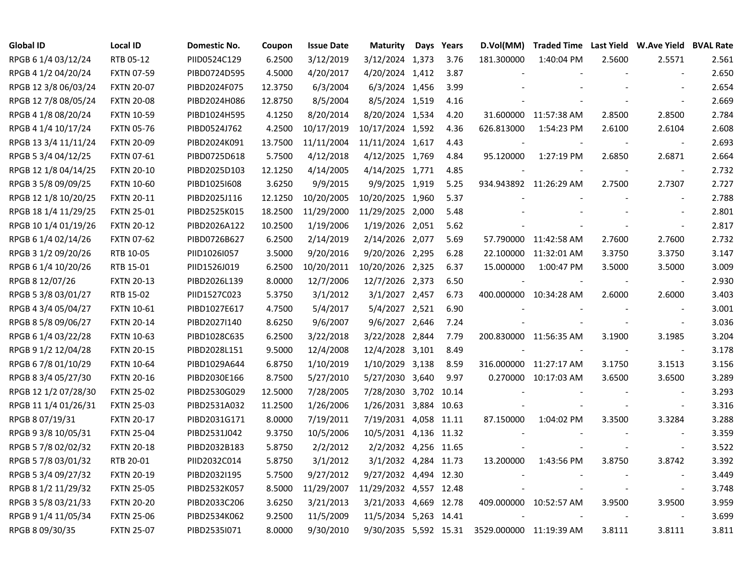| Global ID | Local ID | Domestic No. | Coupon | Issue Date | Maturity | Days | Years | D.Vol(MM) | Traded Time | Last Yield | W.Ave Yield | BVAL Rate |
|---|---|---|---|---|---|---|---|---|---|---|---|---|
| RPGB 6 1/4 03/12/24 | RTB 05-12 | PIID0524C129 | 6.2500 | 3/12/2019 | 3/12/2024 | 1,373 | 3.76 | 181.300000 | 1:40:04 PM | 2.5600 | 2.5571 | 2.561 |
| RPGB 4 1/2 04/20/24 | FXTN 07-59 | PIBD0724D595 | 4.5000 | 4/20/2017 | 4/20/2024 | 1,412 | 3.87 | - | - | - | - | 2.650 |
| RPGB 12 3/8 06/03/24 | FXTN 20-07 | PIBD2024F075 | 12.3750 | 6/3/2004 | 6/3/2024 | 1,456 | 3.99 | - | - | - | - | 2.654 |
| RPGB 12 7/8 08/05/24 | FXTN 20-08 | PIBD2024H086 | 12.8750 | 8/5/2004 | 8/5/2024 | 1,519 | 4.16 | - | - | - | - | 2.669 |
| RPGB 4 1/8 08/20/24 | FXTN 10-59 | PIBD1024H595 | 4.1250 | 8/20/2014 | 8/20/2024 | 1,534 | 4.20 | 31.600000 | 11:57:38 AM | 2.8500 | 2.8500 | 2.784 |
| RPGB 4 1/4 10/17/24 | FXTN 05-76 | PIBD0524J762 | 4.2500 | 10/17/2019 | 10/17/2024 | 1,592 | 4.36 | 626.813000 | 1:54:23 PM | 2.6100 | 2.6104 | 2.608 |
| RPGB 13 3/4 11/11/24 | FXTN 20-09 | PIBD2024K091 | 13.7500 | 11/11/2004 | 11/11/2024 | 1,617 | 4.43 | - | - | - | - | 2.693 |
| RPGB 5 3/4 04/12/25 | FXTN 07-61 | PIBD0725D618 | 5.7500 | 4/12/2018 | 4/12/2025 | 1,769 | 4.84 | 95.120000 | 1:27:19 PM | 2.6850 | 2.6871 | 2.664 |
| RPGB 12 1/8 04/14/25 | FXTN 20-10 | PIBD2025D103 | 12.1250 | 4/14/2005 | 4/14/2025 | 1,771 | 4.85 | - | - | - | - | 2.732 |
| RPGB 3 5/8 09/09/25 | FXTN 10-60 | PIBD1025I608 | 3.6250 | 9/9/2015 | 9/9/2025 | 1,919 | 5.25 | 934.943892 | 11:26:29 AM | 2.7500 | 2.7307 | 2.727 |
| RPGB 12 1/8 10/20/25 | FXTN 20-11 | PIBD2025J116 | 12.1250 | 10/20/2005 | 10/20/2025 | 1,960 | 5.37 | - | - | - | - | 2.788 |
| RPGB 18 1/4 11/29/25 | FXTN 25-01 | PIBD2525K015 | 18.2500 | 11/29/2000 | 11/29/2025 | 2,000 | 5.48 | - | - | - | - | 2.801 |
| RPGB 10 1/4 01/19/26 | FXTN 20-12 | PIBD2026A122 | 10.2500 | 1/19/2006 | 1/19/2026 | 2,051 | 5.62 | - | - | - | - | 2.817 |
| RPGB 6 1/4 02/14/26 | FXTN 07-62 | PIBD0726B627 | 6.2500 | 2/14/2019 | 2/14/2026 | 2,077 | 5.69 | 57.790000 | 11:42:58 AM | 2.7600 | 2.7600 | 2.732 |
| RPGB 3 1/2 09/20/26 | RTB 10-05 | PIID1026I057 | 3.5000 | 9/20/2016 | 9/20/2026 | 2,295 | 6.28 | 22.100000 | 11:32:01 AM | 3.3750 | 3.3750 | 3.147 |
| RPGB 6 1/4 10/20/26 | RTB 15-01 | PIID1526J019 | 6.2500 | 10/20/2011 | 10/20/2026 | 2,325 | 6.37 | 15.000000 | 1:00:47 PM | 3.5000 | 3.5000 | 3.009 |
| RPGB 8 12/07/26 | FXTN 20-13 | PIBD2026L139 | 8.0000 | 12/7/2006 | 12/7/2026 | 2,373 | 6.50 | - | - | - | - | 2.930 |
| RPGB 5 3/8 03/01/27 | RTB 15-02 | PIID1527C023 | 5.3750 | 3/1/2012 | 3/1/2027 | 2,457 | 6.73 | 400.000000 | 10:34:28 AM | 2.6000 | 2.6000 | 3.403 |
| RPGB 4 3/4 05/04/27 | FXTN 10-61 | PIBD1027E617 | 4.7500 | 5/4/2017 | 5/4/2027 | 2,521 | 6.90 | - | - | - | - | 3.001 |
| RPGB 8 5/8 09/06/27 | FXTN 20-14 | PIBD2027I140 | 8.6250 | 9/6/2007 | 9/6/2027 | 2,646 | 7.24 | - | - | - | - | 3.036 |
| RPGB 6 1/4 03/22/28 | FXTN 10-63 | PIBD1028C635 | 6.2500 | 3/22/2018 | 3/22/2028 | 2,844 | 7.79 | 200.830000 | 11:56:35 AM | 3.1900 | 3.1985 | 3.204 |
| RPGB 9 1/2 12/04/28 | FXTN 20-15 | PIBD2028L151 | 9.5000 | 12/4/2008 | 12/4/2028 | 3,101 | 8.49 | - | - | - | - | 3.178 |
| RPGB 6 7/8 01/10/29 | FXTN 10-64 | PIBD1029A644 | 6.8750 | 1/10/2019 | 1/10/2029 | 3,138 | 8.59 | 316.000000 | 11:27:17 AM | 3.1750 | 3.1513 | 3.156 |
| RPGB 8 3/4 05/27/30 | FXTN 20-16 | PIBD2030E166 | 8.7500 | 5/27/2010 | 5/27/2030 | 3,640 | 9.97 | 0.270000 | 10:17:03 AM | 3.6500 | 3.6500 | 3.289 |
| RPGB 12 1/2 07/28/30 | FXTN 25-02 | PIBD2530G029 | 12.5000 | 7/28/2005 | 7/28/2030 | 3,702 | 10.14 | - | - | - | - | 3.293 |
| RPGB 11 1/4 01/26/31 | FXTN 25-03 | PIBD2531A032 | 11.2500 | 1/26/2006 | 1/26/2031 | 3,884 | 10.63 | - | - | - | - | 3.316 |
| RPGB 8 07/19/31 | FXTN 20-17 | PIBD2031G171 | 8.0000 | 7/19/2011 | 7/19/2031 | 4,058 | 11.11 | 87.150000 | 1:04:02 PM | 3.3500 | 3.3284 | 3.288 |
| RPGB 9 3/8 10/05/31 | FXTN 25-04 | PIBD2531J042 | 9.3750 | 10/5/2006 | 10/5/2031 | 4,136 | 11.32 | - | - | - | - | 3.359 |
| RPGB 5 7/8 02/02/32 | FXTN 20-18 | PIBD2032B183 | 5.8750 | 2/2/2012 | 2/2/2032 | 4,256 | 11.65 | - | - | - | - | 3.522 |
| RPGB 5 7/8 03/01/32 | RTB 20-01 | PIID2032C014 | 5.8750 | 3/1/2012 | 3/1/2032 | 4,284 | 11.73 | 13.200000 | 1:43:56 PM | 3.8750 | 3.8742 | 3.392 |
| RPGB 5 3/4 09/27/32 | FXTN 20-19 | PIBD2032I195 | 5.7500 | 9/27/2012 | 9/27/2032 | 4,494 | 12.30 | - | - | - | - | 3.449 |
| RPGB 8 1/2 11/29/32 | FXTN 25-05 | PIBD2532K057 | 8.5000 | 11/29/2007 | 11/29/2032 | 4,557 | 12.48 | - | - | - | - | 3.748 |
| RPGB 3 5/8 03/21/33 | FXTN 20-20 | PIBD2033C206 | 3.6250 | 3/21/2013 | 3/21/2033 | 4,669 | 12.78 | 409.000000 | 10:52:57 AM | 3.9500 | 3.9500 | 3.959 |
| RPGB 9 1/4 11/05/34 | FXTN 25-06 | PIBD2534K062 | 9.2500 | 11/5/2009 | 11/5/2034 | 5,263 | 14.41 | - | - | - | - | 3.699 |
| RPGB 8 09/30/35 | FXTN 25-07 | PIBD2535I071 | 8.0000 | 9/30/2010 | 9/30/2035 | 5,592 | 15.31 | 3529.000000 | 11:19:39 AM | 3.8111 | 3.8111 | 3.811 |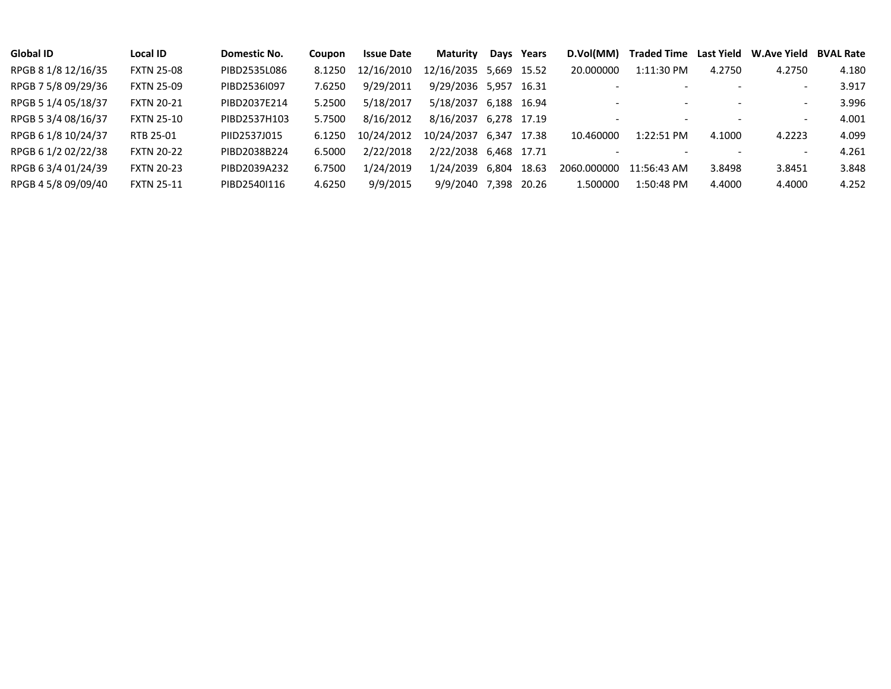| Global ID | Local ID | Domestic No. | Coupon | Issue Date | Maturity | Days | Years | D.Vol(MM) | Traded Time | Last Yield | W.Ave Yield | BVAL Rate |
|---|---|---|---|---|---|---|---|---|---|---|---|---|
| RPGB 8 1/8 12/16/35 | FXTN 25-08 | PIBD2535L086 | 8.1250 | 12/16/2010 | 12/16/2035 | 5,669 | 15.52 | 20.000000 | 1:11:30 PM | 4.2750 | 4.2750 | 4.180 |
| RPGB 7 5/8 09/29/36 | FXTN 25-09 | PIBD2536I097 | 7.6250 | 9/29/2011 | 9/29/2036 | 5,957 | 16.31 | - | - | - | - | 3.917 |
| RPGB 5 1/4 05/18/37 | FXTN 20-21 | PIBD2037E214 | 5.2500 | 5/18/2017 | 5/18/2037 | 6,188 | 16.94 | - | - | - | - | 3.996 |
| RPGB 5 3/4 08/16/37 | FXTN 25-10 | PIBD2537H103 | 5.7500 | 8/16/2012 | 8/16/2037 | 6,278 | 17.19 | - | - | - | - | 4.001 |
| RPGB 6 1/8 10/24/37 | RTB 25-01 | PIID2537J015 | 6.1250 | 10/24/2012 | 10/24/2037 | 6,347 | 17.38 | 10.460000 | 1:22:51 PM | 4.1000 | 4.2223 | 4.099 |
| RPGB 6 1/2 02/22/38 | FXTN 20-22 | PIBD2038B224 | 6.5000 | 2/22/2018 | 2/22/2038 | 6,468 | 17.71 | - | - | - | - | 4.261 |
| RPGB 6 3/4 01/24/39 | FXTN 20-23 | PIBD2039A232 | 6.7500 | 1/24/2019 | 1/24/2039 | 6,804 | 18.63 | 2060.000000 | 11:56:43 AM | 3.8498 | 3.8451 | 3.848 |
| RPGB 4 5/8 09/09/40 | FXTN 25-11 | PIBD2540I116 | 4.6250 | 9/9/2015 | 9/9/2040 | 7,398 | 20.26 | 1.500000 | 1:50:48 PM | 4.4000 | 4.4000 | 4.252 |